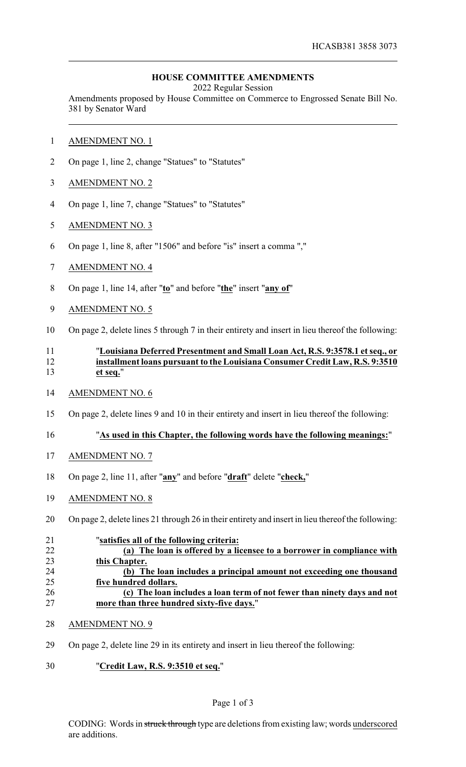HCASB381 3858 3073

# HOUSE COMMITTEE AMENDMENTS

2022 Regular Session

Amendments proposed by House Committee on Commerce to Engrossed Senate Bill No. 381 by Senator Ward

AMENDMENT NO. 1

On page 1, line 2, change "Statues" to "Statutes"

AMENDMENT NO. 2

On page 1, line 7, change "Statues" to "Statutes"

AMENDMENT NO. 3

On page 1, line 8, after "1506" and before "is" insert a comma ","

AMENDMENT NO. 4

On page 1, line 14, after "**to**" and before "**the**" insert "**any of**"

AMENDMENT NO. 5

On page 2, delete lines 5 through 7 in their entirety and insert in lieu thereof the following:

"**Louisiana Deferred Presentment and Small Loan Act, R.S. 9:3578.1 et seq., or installment loans pursuant to the Louisiana Consumer Credit Law, R.S. 9:3510 et seq.**"

AMENDMENT NO. 6

On page 2, delete lines 9 and 10 in their entirety and insert in lieu thereof the following:

"**As used in this Chapter, the following words have the following meanings:**"

AMENDMENT NO. 7

On page 2, line 11, after "**any**" and before "**draft**" delete "**check,**"

AMENDMENT NO. 8

On page 2, delete lines 21 through 26 in their entirety and insert in lieu thereof the following:

"**satisfies all of the following criteria:**

**(a) The loan is offered by a licensee to a borrower in compliance with this Chapter.**

**(b) The loan includes a principal amount not exceeding one thousand five hundred dollars.**

**(c) The loan includes a loan term of not fewer than ninety days and not more than three hundred sixty-five days.**"

AMENDMENT NO. 9

On page 2, delete line 29 in its entirety and insert in lieu thereof the following:

"**Credit Law, R.S. 9:3510 et seq.**"

CODING: Words in struck through type are deletions from existing law; words underscored are additions.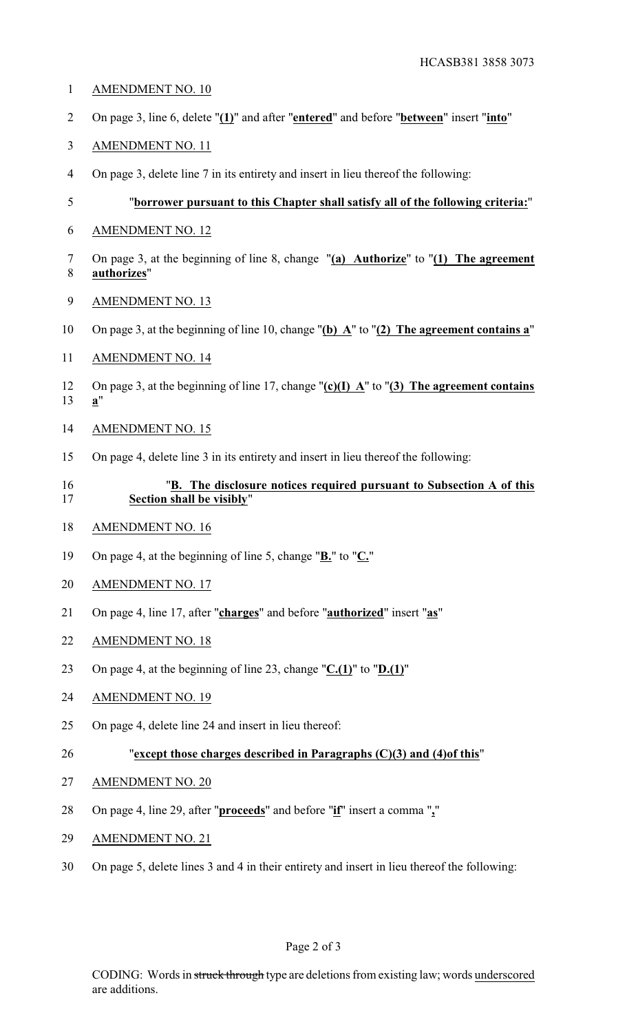AMENDMENT NO. 10

On page 3, line 6, delete "**(1)**" and after "**entered**" and before "**between**" insert "**into**"

AMENDMENT NO. 11

On page 3, delete line 7 in its entirety and insert in lieu thereof the following:

"**borrower pursuant to this Chapter shall satisfy all of the following criteria:**"

AMENDMENT NO. 12

On page 3, at the beginning of line 8, change "**(a) Authorize**" to "**(1) The agreement authorizes**"

AMENDMENT NO. 13

On page 3, at the beginning of line 10, change "**(b) A**" to "**(2) The agreement contains a**"

AMENDMENT NO. 14

On page 3, at the beginning of line 17, change "**(c)(I) A**" to "**(3) The agreement contains a**"

AMENDMENT NO. 15

On page 4, delete line 3 in its entirety and insert in lieu thereof the following:

"**B. The disclosure notices required pursuant to Subsection A of this Section shall be visibly**"

AMENDMENT NO. 16

On page 4, at the beginning of line 5, change "**B.**" to "**C.**"

AMENDMENT NO. 17

On page 4, line 17, after "**charges**" and before "**authorized**" insert "**as**"

AMENDMENT NO. 18

On page 4, at the beginning of line 23, change "**C.(1)**" to "**D.(1)**"

AMENDMENT NO. 19

On page 4, delete line 24 and insert in lieu thereof:

"**except those charges described in Paragraphs (C)(3) and (4)of this**"

AMENDMENT NO. 20

On page 4, line 29, after "**proceeds**" and before "**if**" insert a comma "**,**"

AMENDMENT NO. 21

On page 5, delete lines 3 and 4 in their entirety and insert in lieu thereof the following:

CODING: Words in ~~struck through~~ type are deletions from existing law; words underscored are additions.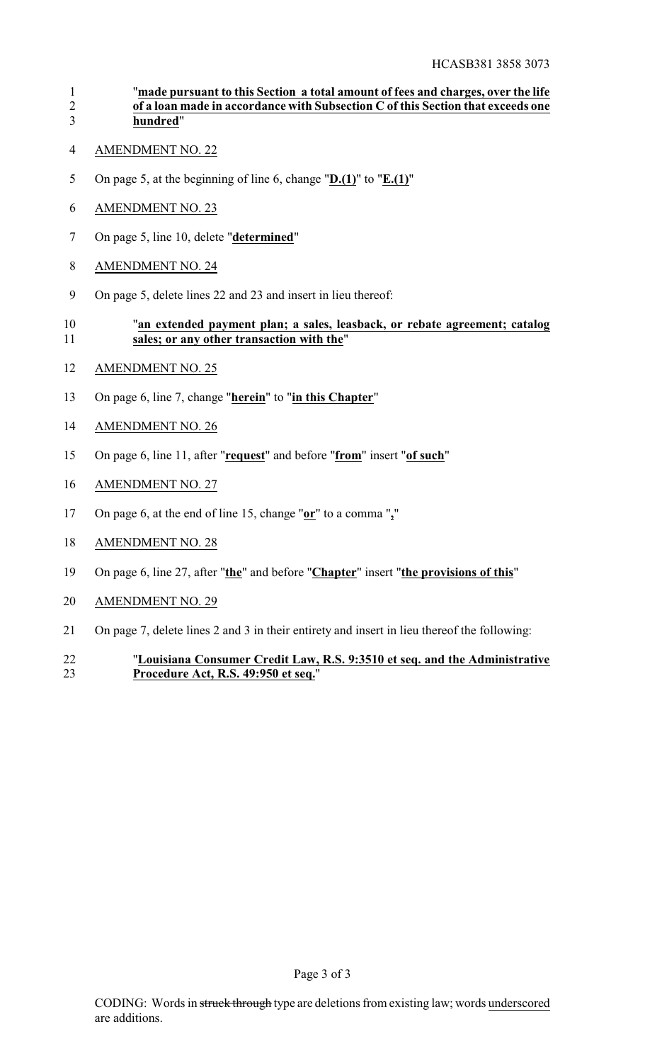"**made pursuant to this Section a total amount of fees and charges, over the life of a loan made in accordance with Subsection C of this Section that exceeds one hundred**"

AMENDMENT NO. 22

On page 5, at the beginning of line 6, change "**D.(1)**" to "**E.(1)**"

AMENDMENT NO. 23

On page 5, line 10, delete "**determined**"

AMENDMENT NO. 24

On page 5, delete lines 22 and 23 and insert in lieu thereof:

"**an extended payment plan; a sales, leasback, or rebate agreement; catalog sales; or any other transaction with the**"

AMENDMENT NO. 25

On page 6, line 7, change "**herein**" to "**in this Chapter**"

AMENDMENT NO. 26

On page 6, line 11, after "**request**" and before "**from**" insert "**of such**"

AMENDMENT NO. 27

On page 6, at the end of line 15, change "**or**" to a comma "**,**"

AMENDMENT NO. 28

On page 6, line 27, after "**the**" and before "**Chapter**" insert "**the provisions of this**"

AMENDMENT NO. 29

On page 7, delete lines 2 and 3 in their entirety and insert in lieu thereof the following:

"**Louisiana Consumer Credit Law, R.S. 9:3510 et seq. and the Administrative Procedure Act, R.S. 49:950 et seq.**"

CODING: Words in ~~struck through~~ type are deletions from existing law; words underscored are additions.